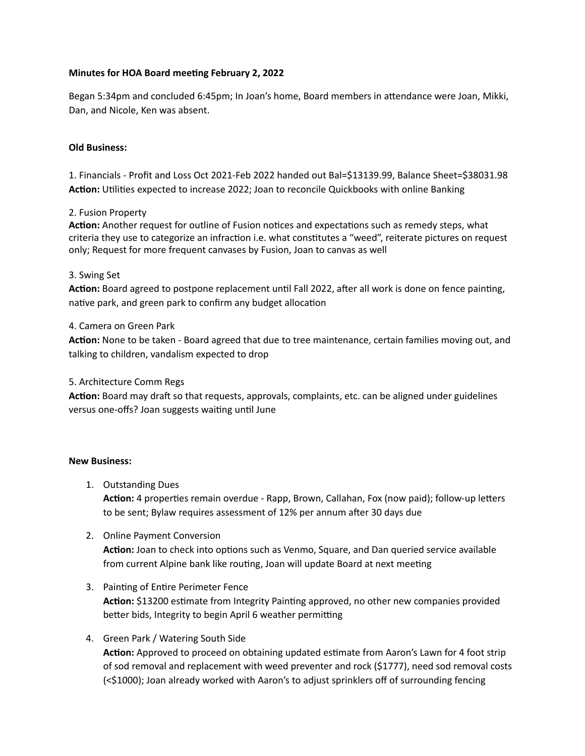**Minutes for HOA Board meeting February 2, 2022**

Began 5:34pm and concluded 6:45pm; In Joan's home, Board members in attendance were Joan, Mikki, Dan, and Nicole, Ken was absent.

**Old Business:**

1. Financials - Profit and Loss Oct 2021-Feb 2022 handed out Bal=$13139.99, Balance Sheet=$38031.98
**Action:** Utilities expected to increase 2022; Joan to reconcile Quickbooks with online Banking

2. Fusion Property
**Action:** Another request for outline of Fusion notices and expectations such as remedy steps, what criteria they use to categorize an infraction i.e. what constitutes a "weed", reiterate pictures on request only; Request for more frequent canvases by Fusion, Joan to canvas as well

3. Swing Set
**Action:** Board agreed to postpone replacement until Fall 2022, after all work is done on fence painting, native park, and green park to confirm any budget allocation

4. Camera on Green Park
**Action:** None to be taken - Board agreed that due to tree maintenance, certain families moving out, and talking to children, vandalism expected to drop

5. Architecture Comm Regs
**Action:** Board may draft so that requests, approvals, complaints, etc. can be aligned under guidelines versus one-offs? Joan suggests waiting until June

**New Business:**

1. Outstanding Dues
   **Action:** 4 properties remain overdue - Rapp, Brown, Callahan, Fox (now paid); follow-up letters to be sent; Bylaw requires assessment of 12% per annum after 30 days due

2. Online Payment Conversion
   **Action:** Joan to check into options such as Venmo, Square, and Dan queried service available from current Alpine bank like routing, Joan will update Board at next meeting

3. Painting of Entire Perimeter Fence
   **Action:** $13200 estimate from Integrity Painting approved, no other new companies provided better bids, Integrity to begin April 6 weather permitting

4. Green Park / Watering South Side
   **Action:** Approved to proceed on obtaining updated estimate from Aaron's Lawn for 4 foot strip of sod removal and replacement with weed preventer and rock ($1777), need sod removal costs (<$1000); Joan already worked with Aaron's to adjust sprinklers off of surrounding fencing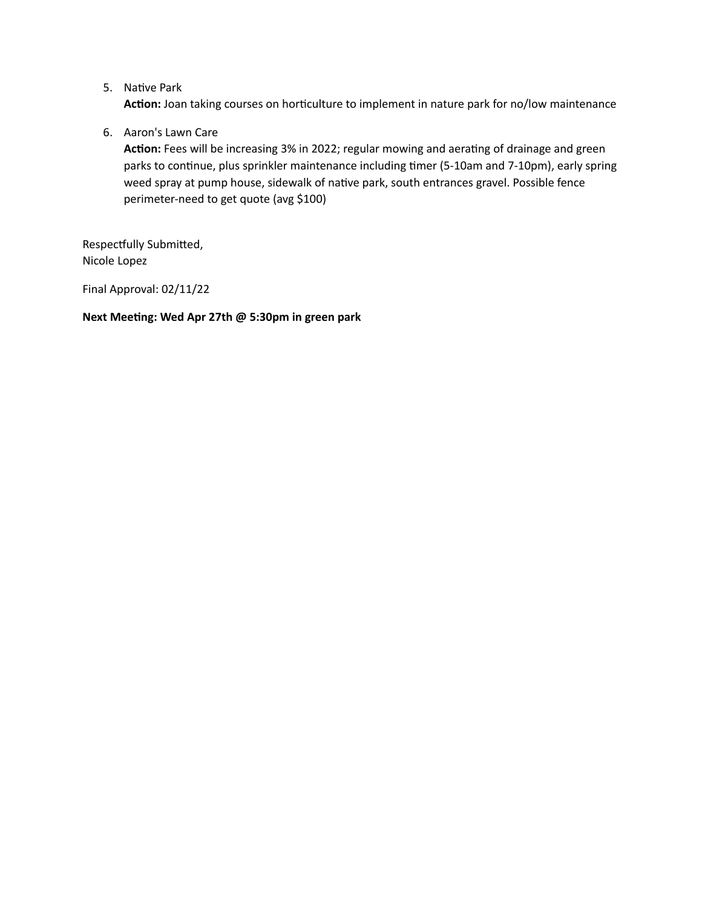5. Native Park
   **Action:** Joan taking courses on horticulture to implement in nature park for no/low maintenance

6. Aaron's Lawn Care
   **Action:** Fees will be increasing 3% in 2022; regular mowing and aerating of drainage and green parks to continue, plus sprinkler maintenance including timer (5-10am and 7-10pm), early spring weed spray at pump house, sidewalk of native park, south entrances gravel. Possible fence perimeter-need to get quote (avg $100)

Respectfully Submitted,
Nicole Lopez

Final Approval: 02/11/22

**Next Meeting: Wed Apr 27th @ 5:30pm in green park**